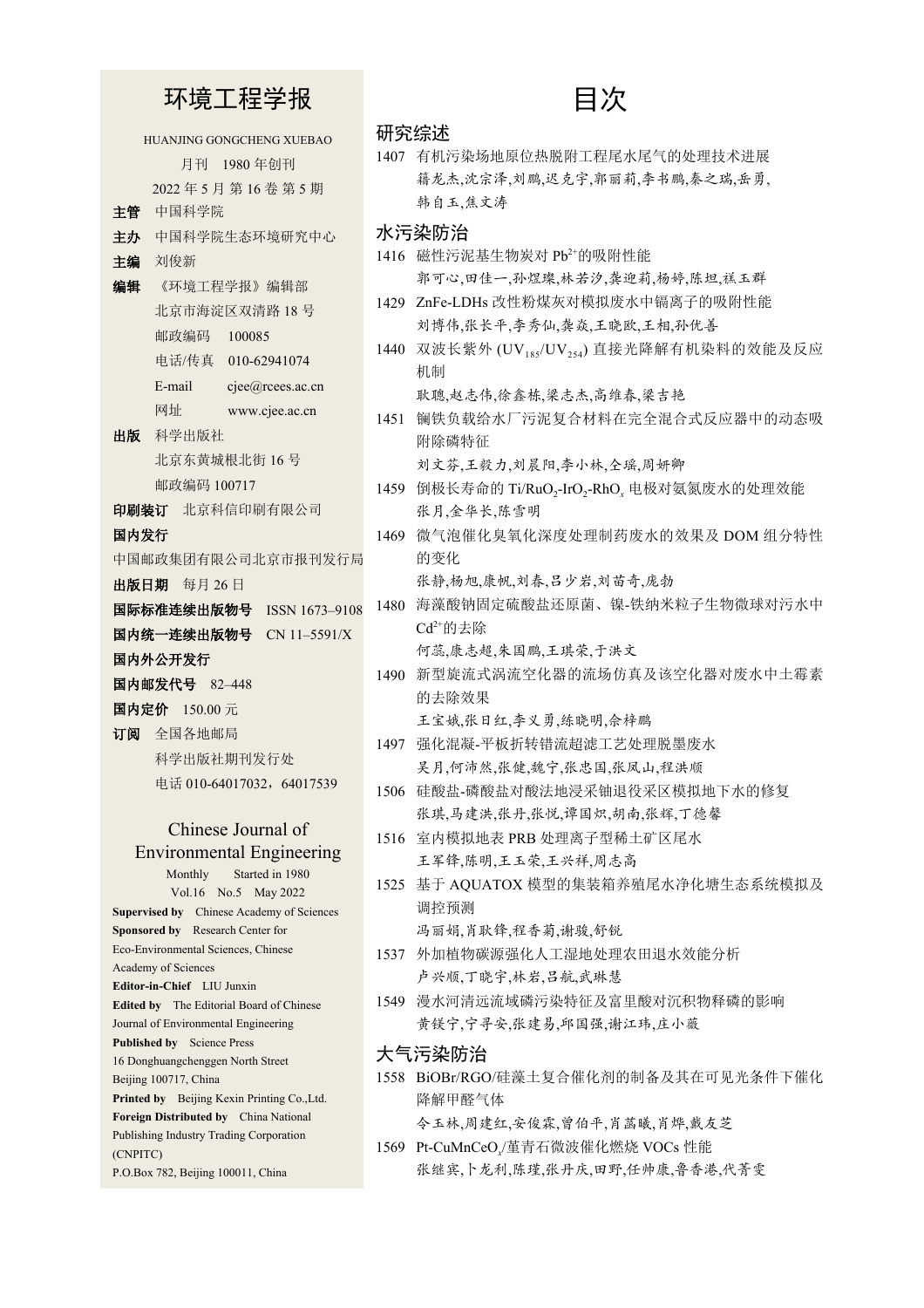# 环境工程学报

HUANJING GONGCHENG XUEBAO

月刊　1980 年创刊

2022 年 5 月 第 16 卷 第 5 期

**主管**　中国科学院

**主办**　中国科学院生态环境研究中心

**主编**　刘俊新

**编辑**　《环境工程学报》编辑部

北京市海淀区双清路 18 号

邮政编码　100085

电话/传真　010-62941074

E-mail　cjee@rcees.ac.cn

网址　www.cjee.ac.cn

**出版**　科学出版社

北京东黄城根北街 16 号

邮政编码 100717

**印刷装订**　北京科信印刷有限公司

**国内发行**

中国邮政集团有限公司北京市报刊发行局

**出版日期**　每月 26 日

**国际标准连续出版物号**　ISSN 1673–9108

**国内统一连续出版物号**　CN 11–5591/X

**国内外公开发行**

**国内邮发代号**　82–448

**国内定价**　150.00 元

**订阅**　全国各地邮局

科学出版社期刊发行处

电话 010-64017032，64017539

## Chinese Journal of Environmental Engineering

Monthly　Started in 1980

Vol.16　No.5　May 2022

**Supervised by**　Chinese Academy of Sciences

**Sponsored by**　Research Center for Eco-Environmental Sciences, Chinese Academy of Sciences

**Editor-in-Chief**　LIU Junxin

**Edited by**　The Editorial Board of Chinese Journal of Environmental Engineering

**Published by**　Science Press

16 Donghuangchenggen North Street

Beijing 100717, China

**Printed by**　Beijing Kexin Printing Co.,Ltd.

**Foreign Distributed by**　China National Publishing Industry Trading Corporation (CNPITC)

P.O.Box 782, Beijing 100011, China

# 目次

## 研究综述

1407　有机污染场地原位热脱附工程尾水尾气的处理技术进展
籍龙杰,沈宗泽,刘鹏,迟克宇,郭丽莉,李书鹏,秦之瑞,岳勇,韩自玉,焦文涛

## 水污染防治

1416　磁性污泥基生物炭对 $Pb^{2+}$的吸附性能
郭可心,田佳一,孙煜璨,林若汐,龚迎莉,杨婷,陈坦,禚玉群

1429　ZnFe-LDHs 改性粉煤灰对模拟废水中镉离子的吸附性能
刘博伟,张长平,李秀仙,龚焱,王晓欧,王相,孙优善

1440　双波长紫外 ($UV_{185}$/$UV_{254}$) 直接光降解有机染料的效能及反应机制
耿聰,赵志伟,徐鑫栋,梁志杰,高维春,梁吉艳

1451　镧铁负载给水厂污泥复合材料在完全混合式反应器中的动态吸附除磷特征
刘文芬,王毅力,刘晨阳,李小林,仝瑶,周妍卿

1459　倒极长寿命的 Ti/$RuO_2$-$IrO_2$-$RhO_x$ 电极对氨氮废水的处理效能
张月,金华长,陈雪明

1469　微气泡催化臭氧化深度处理制药废水的效果及 DOM 组分特性的变化
张静,杨旭,康帆,刘春,吕少岩,刘苗奇,庞勃

1480　海藻酸钠固定硫酸盐还原菌、镍-铁纳米粒子生物微球对污水中 $Cd^{2+}$的去除
何蕊,康志超,朱国鹏,王琪荣,于洪文

1490　新型旋流式涡流空化器的流场仿真及该空化器对废水中土霉素的去除效果
王宝娥,张日红,李义勇,练晓明,余梓鹏

1497　强化混凝-平板折转错流超滤工艺处理脱墨废水
吴月,何沛然,张健,魏宁,张忠国,张凤山,程洪顺

1506　硅酸盐-磷酸盐对酸法地浸采铀退役采区模拟地下水的修复
张琪,马建洪,张丹,张悦,谭国炽,胡南,张辉,丁德馨

1516　室内模拟地表 PRB 处理离子型稀土矿区尾水
王军锋,陈明,王玉荣,王兴祥,周志高

1525　基于 AQUATOX 模型的集装箱养殖尾水净化塘生态系统模拟及调控预测
冯丽娟,肖耿锋,程香菊,谢骏,舒锐

1537　外加植物碳源强化人工湿地处理农田退水效能分析
卢兴顺,丁晓宇,林岩,吕航,武琳慧

1549　漫水河清远流域磷污染特征及富里酸对沉积物释磷的影响
黄镁宁,宁寻安,张建易,邱国强,谢江玮,庄小薇

## 大气污染防治

1558　BiOBr/RGO/硅藻土复合催化剂的制备及其在可见光条件下催化降解甲醛气体
令玉林,周建红,安俊霖,曾伯平,肖蔼曦,肖烨,戴友芝

1569　Pt-$CuMnCeO_x$/堇青石微波催化燃烧 VOCs 性能
张继宾,卜龙利,陈瑾,张丹庆,田野,任帅康,鲁香港,代菁雯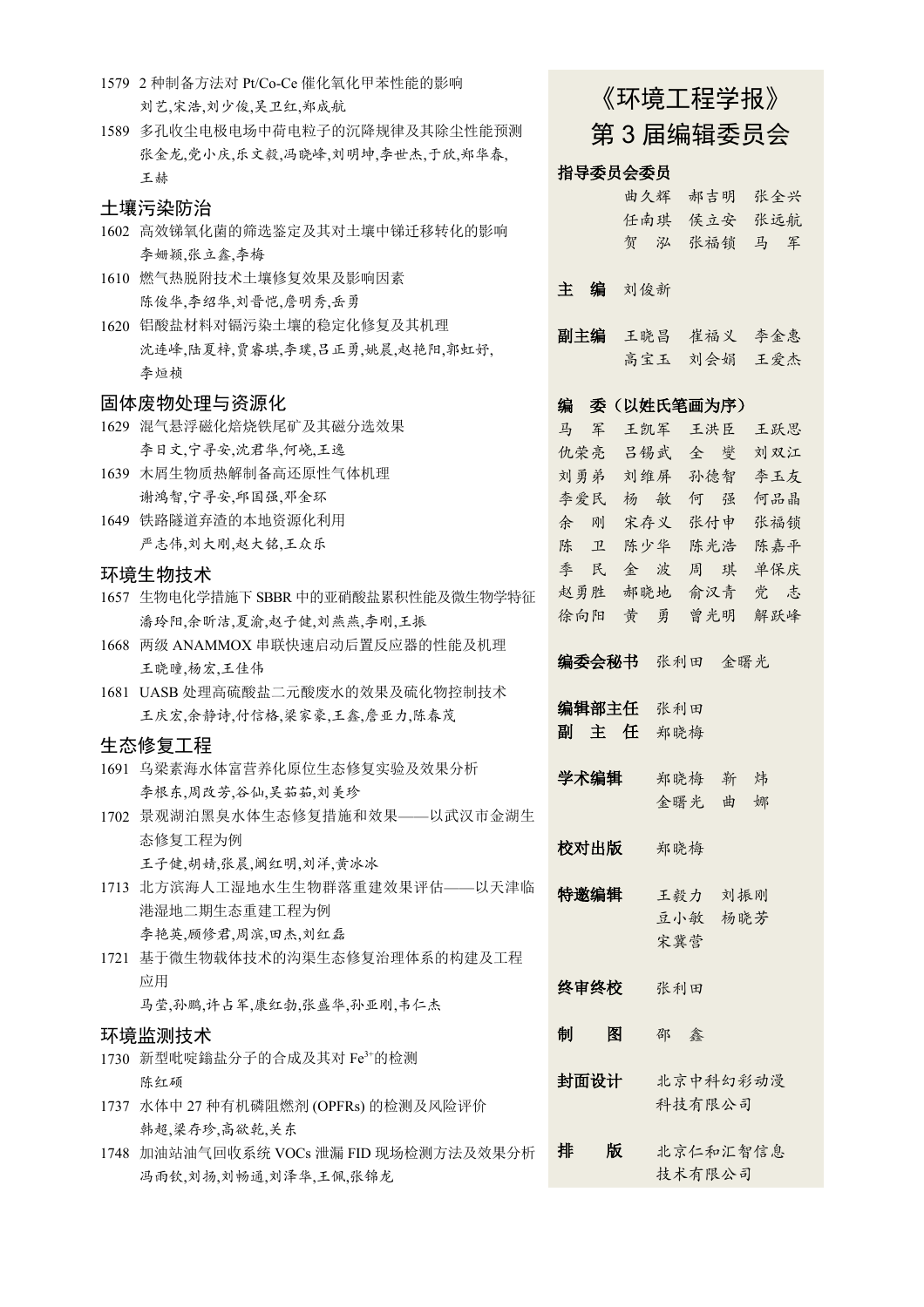1579 2 种制备方法对 Pt/Co-Ce 催化氧化甲苯性能的影响

刘艺,宋浩,刘少俊,吴卫红,郑成航

1589 多孔收尘电极电场中荷电粒子的沉降规律及其除尘性能预测

张全龙,党小庆,乐文毅,冯晓峰,刘明坤,李世杰,于欣,郑华春,王赫

## 土壤污染防治

1602 高效锑氧化菌的筛选鉴定及其对土壤中锑迁移转化的影响

李姗颖,张立鑫,李梅

1610 燃气热脱附技术土壤修复效果及影响因素

陈俊华,李绍华,刘晋恺,詹明秀,岳勇

1620 铝酸盐材料对镉污染土壤的稳定化修复及其机理

沈连峰,陆夏梓,贾睿琪,李璞,吕正勇,姚晨,赵艳阳,郭虹妤,李烜桢

## 固体废物处理与资源化

1629 混气悬浮磁化焙烧铁尾矿及其磁分选效果

李日文,宁寻安,沈君华,何峣,王逸

1639 木屑生物质热解制备高还原性气体机理

谢鸿智,宁寻安,邱国强,邓金环

1649 铁路隧道弃渣的本地资源化利用

严志伟,刘大刚,赵大铭,王众乐

## 环境生物技术

1657 生物电化学措施下 SBBR 中的亚硝酸盐累积性能及微生物学特征

潘玲阳,余昕洁,夏渝,赵子健,刘燕燕,李刚,王振

1668 两级 ANAMMOX 串联快速启动后置反应器的性能及机理

王晓曈,杨宏,王佳伟

1681 UASB 处理高硫酸盐二元酸废水的效果及硫化物控制技术

王庆宏,余静诗,付信格,梁家豪,王鑫,詹亚力,陈春茂

## 生态修复工程

1691 乌梁素海水体富营养化原位生态修复实验及效果分析

李根东,周改芳,谷仙,吴茹茹,刘美珍

1702 景观湖泊黑臭水体生态修复措施和效果——以武汉市金湖生态修复工程为例

王子健,胡婧,张晨,阚红明,刘洋,黄冰冰

1713 北方滨海人工湿地水生生物群落重建效果评估——以天津临港湿地二期生态重建工程为例

李艳英,顾修君,周滨,田杰,刘红磊

1721 基于微生物载体技术的沟渠生态修复治理体系的构建及工程应用

马莹,孙鹏,许占军,康红勃,张盛华,孙亚刚,韦仁杰

## 环境监测技术

1730 新型吡啶鎓盐分子的合成及其对 $Fe^{3+}$ 的检测

陈红硕

1737 水体中 27 种有机磷阻燃剂 (OPFRs) 的检测及风险评价

韩超,梁存珍,高欲乾,关东

1748 加油站油气回收系统 VOCs 泄漏 FID 现场检测方法及效果分析

冯雨钦,刘扬,刘畅通,刘泽华,王佩,张锦龙

# 《环境工程学报》第 3 届编辑委员会

**指导委员会委员**

曲久辉　郝吉明　张全兴　任南琪　侯立安　张远航　贺　泓　张福锁　马　军

**主　编**　刘俊新

**副主编**　王晓昌　崔福义　李金惠　高宝玉　刘会娟　王爱杰

**编　委（以姓氏笔画为序）**

马　军　王凯军　王洪臣　王跃思　仇荣亮　吕锡武　全　燮　刘双江　刘勇弟　刘维屏　孙德智　李玉友　李爱民　杨　敏　何　强　何品晶　余　刚　宋存义　张付申　张福锁　陈　卫　陈少华　陈光浩　陈嘉平　季　民　金　波　周　琪　单保庆　赵勇胜　郝晓地　俞汉青　党　志　徐向阳　黄　勇　曾光明　解跃峰

**编委会秘书**　张利田　金曙光

**编辑部主任**　张利田

**副　主　任**　郑晓梅

**学术编辑**　郑晓梅　靳　炜　金曙光　曲　娜

**校对出版**　郑晓梅

**特邀编辑**　王毅力　刘振刚　豆小敏　杨晓芳　宋冀营

**终审终校**　张利田

**制　　图**　邵　鑫

**封面设计**　北京中科幻彩动漫科技有限公司

**排　　版**　北京仁和汇智信息技术有限公司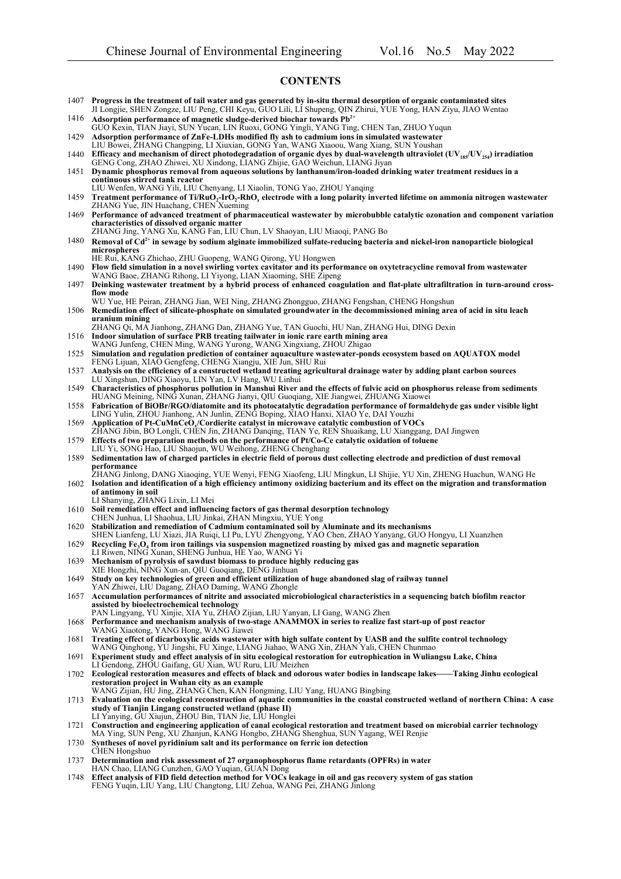# CONTENTS

1407 **Progress in the treatment of tail water and gas generated by in-situ thermal desorption of organic contaminated sites**
JI Longjie, SHEN Zongze, LIU Peng, CHI Keyu, GUO Lili, LI Shupeng, QIN Zhirui, YUE Yong, HAN Ziyu, JIAO Wentao

1416 **Adsorption performance of magnetic sludge-derived biochar towards $Pb^{2+}$**
GUO Kexin, TIAN Jiayi, SUN Yucan, LIN Ruoxi, GONG Yingli, YANG Ting, CHEN Tan, ZHUO Yuqun

1429 **Adsorption performance of ZnFe-LDHs modified fly ash to cadmium ions in simulated wastewater**
LIU Bowei, ZHANG Changping, LI Xiuxian, GONG Yan, WANG Xiaoou, Wang Xiang, SUN Youshan

1440 **Efficacy and mechanism of direct photodegradation of organic dyes by dual-wavelength ultraviolet ($UV_{185}$/$UV_{254}$) irradiation**
GENG Cong, ZHAO Zhiwei, XU Xindong, LIANG Jishie, GAO Weichun, LIANG Jiyan

1451 **Dynamic phosphorus removal from aqueous solutions by lanthanum/iron-loaded drinking water treatment residues in a continuous stirred tank reactor**
LIU Wenfen, WANG Yili, LIU Chenyang, LI Xiaolin, TONG Yao, ZHOU Yanqing

1459 **Treatment performance of Ti/$RuO_2$-$IrO_2$-$RhO_x$ electrode with a long polarity inverted lifetime on ammonia nitrogen wastewater**
ZHANG Yue, JIN Huachang, CHEN Xueming

1469 **Performance of advanced treatment of pharmaceutical wastewater by microbubble catalytic ozonation and component variation characteristics of dissolved organic matter**
ZHANG Jing, YANG Xu, KANG Fan, LIU Chun, LV Shaoyan, LIU Miaoqi, PANG Bo

1480 **Removal of $Cd^{2+}$ in sewage by sodium alginate immobilized sulfate-reducing bacteria and nickel-iron nanoparticle biological microspheres**
HE Rui, KANG Zhichao, ZHU Guopeng, WANG Qirong, YU Hongwen

1490 **Flow field simulation in a novel swirling vortex cavitator and its performance on oxytetracycline removal from wastewater**
WANG Baoe, ZHANG Rihong, LI Yiyong, LIAN Xiaoming, SHE Zipeng

1497 **Deinking wastewater treatment by a hybrid process of enhanced coagulation and flat-plate ultrafiltration in turn-around cross-flow mode**
WU Yue, HE Peiran, ZHANG Jian, WEI Ning, ZHANG Zhongguo, ZHANG Fengshan, CHENG Hongshun

1506 **Remediation effect of silicate-phosphate on simulated groundwater in the decommissioned mining area of acid in situ leach uranium mining**
ZHANG Qi, MA Jianhong, ZHANG Dan, ZHANG Yue, TAN Guochi, HU Nan, ZHANG Hui, DING Dexin

1516 **Indoor simulation of surface PRB treating tailwater in ionic rare earth mining area**
WANG Junfeng, CHEN Ming, WANG Yurong, WANG Xingxiang, ZHOU Zhigao

1525 **Simulation and regulation prediction of container aquaculture wastewater-ponds ecosystem based on AQUATOX model**
FENG Lijuan, XIAO Gengfeng, CHENG Xiangju, XIE Jun, SHU Rui

1537 **Analysis on the efficiency of a constructed wetland treating agricultural drainage water by adding plant carbon sources**
LU Xingshun, DING Xiaoyu, LIN Yan, LV Hang, WU Linhui

1549 **Characteristics of phosphorus pollution in Manshui River and the effects of fulvic acid on phosphorus release from sediments**
HUANG Meining, NING Xunan, ZHANG Jianyi, QIU Guoqiang, XIE Jiangwei, ZHUANG Xiaowei

1558 **Fabrication of BiOBr/RGO/diatomite and its photocatalytic degradation performance of formaldehyde gas under visible light**
LING Yulin, ZHOU Jianhong, AN Junlin, ZENG Boping, XIAO Hanxi, XIAO Ye, DAI Youzhi

1569 **Application of Pt-$CuMnCeO_x$/Cordierite catalyst in microwave catalytic combustion of VOCs**
ZHANG Jibin, BO Longli, CHEN Jin, ZHANG Danqing, TIAN Ye, REN Shuaikang, LU Xianggang, DAI Jingwen

1579 **Effects of two preparation methods on the performance of Pt/Co-Ce catalytic oxidation of toluene**
LIU Yi, SONG Hao, LIU Shaojun, WU Weihong, ZHENG Chenghang

1589 **Sedimentation law of charged particles in electric field of porous dust collecting electrode and prediction of dust removal performance**
ZHANG Jinlong, DANG Xiaoqing, YUE Wenyi, FENG Xiaofeng, LIU Mingkun, LI Shijie, YU Xin, ZHENG Huachun, WANG He

1602 **Isolation and identification of a high efficiency antimony oxidizing bacterium and its effect on the migration and transformation of antimony in soil**
LI Shanying, ZHANG Lixin, LI Mei

1610 **Soil remediation effect and influencing factors of gas thermal desorption technology**
CHEN Junhua, LI Shaohua, LIU Jinkai, ZHAN Mingxiu, YUE Yong

1620 **Stabilization and remediation of Cadmium contaminated soil by Aluminate and its mechanisms**
SHEN Lianfeng, LU Xiazi, JIA Ruiqi, LI Pu, LYU Zhengyong, YAO Chen, ZHAO Yanyang, GUO Hongyu, LI Xuanzhen

1629 **Recycling $Fe_3O_4$ from iron tailings via suspension magnetized roasting by mixed gas and magnetic separation**
LI Riwen, NING Xunan, SHENG Junhua, HE Yao, WANG Yi

1639 **Mechanism of pyrolysis of sawdust biomass to produce highly reducing gas**
XIE Hongzhi, NING Xun-an, QIU Guoqiang, DENG Jinhuan

1649 **Study on key technologies of green and efficient utilization of huge abandoned slag of railway tunnel**
YAN Zhiwei, LIU Dagang, ZHAO Daming, WANG Zhongle

1657 **Accumulation performances of nitrite and associated microbiological characteristics in a sequencing batch biofilm reactor assisted by bioelectrochemical technology**
PAN Lingyang, YU Xinjie, XIA Yu, ZHAO Zijian, LIU Yanyan, LI Gang, WANG Zhen

1668 **Performance and mechanism analysis of two-stage ANAMMOX in series to realize fast start-up of post reactor**
WANG Xiaotong, YANG Hong, WANG Jiawei

1681 **Treating effect of dicarboxylic acids wastewater with high sulfate content by UASB and the sulfite control technology**
WANG Qinghong, YU Jingshi, FU Xinge, LIANG Jiahao, WANG Xin, ZHAN Yali, CHEN Chunmao

1691 **Experiment study and effect analysis of in situ ecological restoration for eutrophication in Wuliangsu Lake, China**
LI Gendong, ZHOU Gaifang, GU Xian, WU Ruru, LIU Meizhen

1702 **Ecological restoration measures and effects of black and odorous water bodies in landscape lakes——Taking Jinhu ecological restoration project in Wuhan city as an example**
WANG Zijian, HU Jing, ZHANG Chen, KAN Hongming, LIU Yang, HUANG Bingbing

1713 **Evaluation on the ecological reconstruction of aquatic communities in the coastal constructed wetland of northern China: A case study of Tianjin Lingang constructed wetland (phase II)**
LI Yanying, GU Xiujun, ZHOU Bin, TIAN Jie, LIU Honglei

1721 **Construction and engineering application of canal ecological restoration and treatment based on microbial carrier technology**
MA Ying, SUN Peng, XU Zhanjun, KANG Hongbo, ZHANG Shenghua, SUN Yagang, WEI Renjie

1730 **Syntheses of novel pyridinium salt and its performance on ferric ion detection**
CHEN Hongshuo

1737 **Determination and risk assessment of 27 organophosphorus flame retardants (OPFRs) in water**
HAN Chao, LIANG Cunzhen, GAO Yuqian, GUAN Dong

1748 **Effect analysis of FID field detection method for VOCs leakage in oil and gas recovery system of gas station**
FENG Yuqin, LIU Yang, LIU Changtong, LIU Zehua, WANG Pei, ZHANG Jinlong